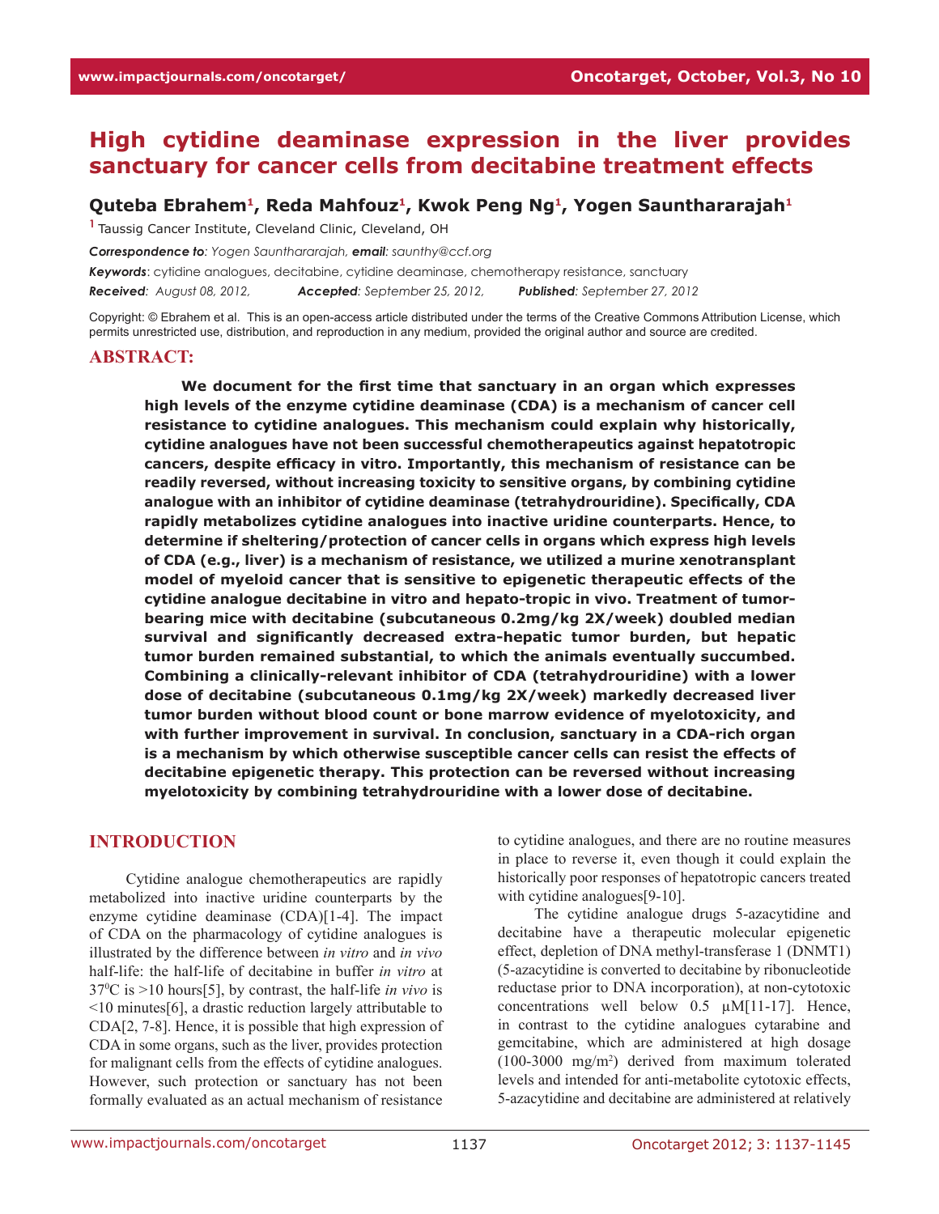# High cytidine deaminase expression in the liver provides sanctuary for cancer cells from decitabine treatment effects

**Quteba Ebrahem[1], Reda Mahfouz[1], Kwok Peng Ng[1], Yogen Saunthararajah[1]**

[1] Taussig Cancer Institute, Cleveland Clinic, Cleveland, OH

***Correspondence to**: Yogen Saunthararajah, **email**: saunthy@ccf.org*

***Keywords**: cytidine analogues, decitabine, cytidine deaminase, chemotherapy resistance, sanctuary*

***Received**: August 08, 2012, **Accepted**: September 25, 2012, **Published**: September 27, 2012*

Copyright: © Ebrahem et al. This is an open-access article distributed under the terms of the Creative Commons Attribution License, which permits unrestricted use, distribution, and reproduction in any medium, provided the original author and source are credited.

## ABSTRACT:

**We document for the first time that sanctuary in an organ which expresses high levels of the enzyme cytidine deaminase (CDA) is a mechanism of cancer cell resistance to cytidine analogues. This mechanism could explain why historically, cytidine analogues have not been successful chemotherapeutics against hepatotropic cancers, despite efficacy in vitro. Importantly, this mechanism of resistance can be readily reversed, without increasing toxicity to sensitive organs, by combining cytidine analogue with an inhibitor of cytidine deaminase (tetrahydrouridine). Specifically, CDA rapidly metabolizes cytidine analogues into inactive uridine counterparts. Hence, to determine if sheltering/protection of cancer cells in organs which express high levels of CDA (e.g., liver) is a mechanism of resistance, we utilized a murine xenotransplant model of myeloid cancer that is sensitive to epigenetic therapeutic effects of the cytidine analogue decitabine in vitro and hepato-tropic in vivo. Treatment of tumor-bearing mice with decitabine (subcutaneous 0.2mg/kg 2X/week) doubled median survival and significantly decreased extra-hepatic tumor burden, but hepatic tumor burden remained substantial, to which the animals eventually succumbed. Combining a clinically-relevant inhibitor of CDA (tetrahydrouridine) with a lower dose of decitabine (subcutaneous 0.1mg/kg 2X/week) markedly decreased liver tumor burden without blood count or bone marrow evidence of myelotoxicity, and with further improvement in survival. In conclusion, sanctuary in a CDA-rich organ is a mechanism by which otherwise susceptible cancer cells can resist the effects of decitabine epigenetic therapy. This protection can be reversed without increasing myelotoxicity by combining tetrahydrouridine with a lower dose of decitabine.**

## INTRODUCTION

Cytidine analogue chemotherapeutics are rapidly metabolized into inactive uridine counterparts by the enzyme cytidine deaminase (CDA)[1-4]. The impact of CDA on the pharmacology of cytidine analogues is illustrated by the difference between *in vitro* and *in vivo* half-life: the half-life of decitabine in buffer *in vitro* at $37^0$C is >10 hours[5], by contrast, the half-life *in vivo* is <10 minutes[6], a drastic reduction largely attributable to CDA[2, 7-8]. Hence, it is possible that high expression of CDA in some organs, such as the liver, provides protection for malignant cells from the effects of cytidine analogues. However, such protection or sanctuary has not been formally evaluated as an actual mechanism of resistance to cytidine analogues, and there are no routine measures in place to reverse it, even though it could explain the historically poor responses of hepatotropic cancers treated with cytidine analogues[9-10].

The cytidine analogue drugs 5-azacytidine and decitabine have a therapeutic molecular epigenetic effect, depletion of DNA methyl-transferase 1 (DNMT1) (5-azacytidine is converted to decitabine by ribonucleotide reductase prior to DNA incorporation), at non-cytotoxic concentrations well below 0.5 μM[11-17]. Hence, in contrast to the cytidine analogues cytarabine and gemcitabine, which are administered at high dosage (100-3000 mg/m$^2$) derived from maximum tolerated levels and intended for anti-metabolite cytotoxic effects, 5-azacytidine and decitabine are administered at relatively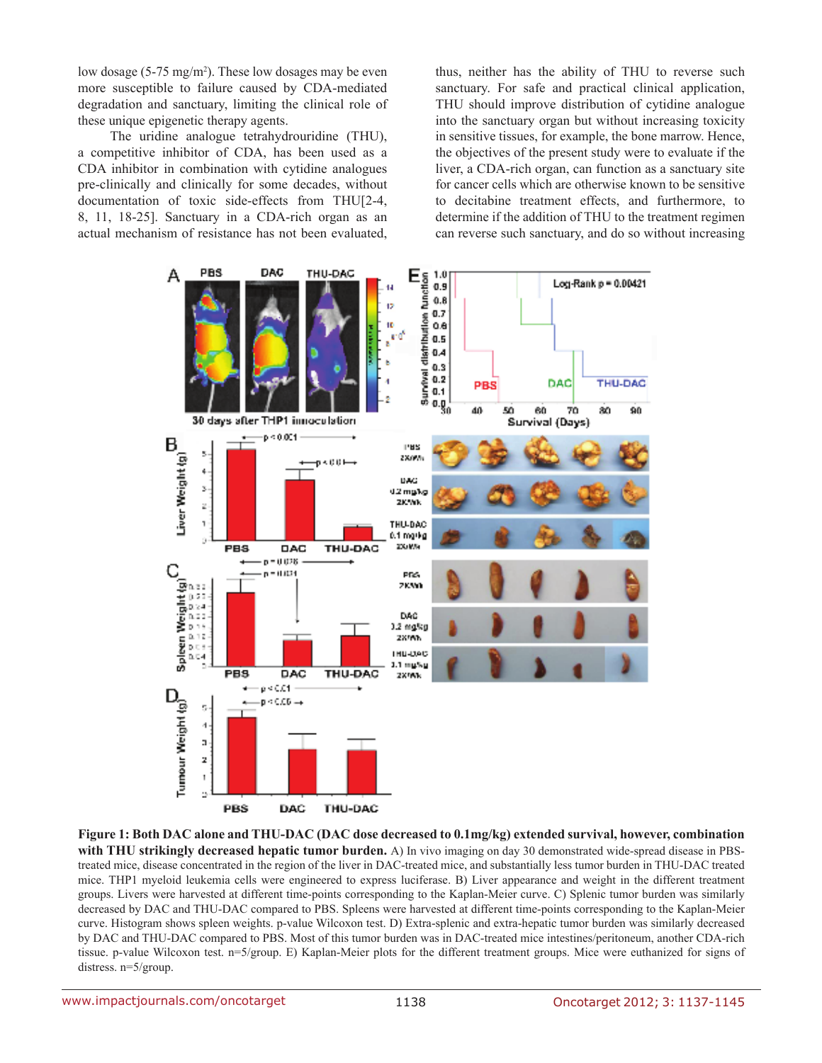low dosage (5-75 mg/m$^2$). These low dosages may be even more susceptible to failure caused by CDA-mediated degradation and sanctuary, limiting the clinical role of these unique epigenetic therapy agents.

The uridine analogue tetrahydrouridine (THU), a competitive inhibitor of CDA, has been used as a CDA inhibitor in combination with cytidine analogues pre-clinically and clinically for some decades, without documentation of toxic side-effects from THU[2-4, 8, 11, 18-25]. Sanctuary in a CDA-rich organ as an actual mechanism of resistance has not been evaluated, thus, neither has the ability of THU to reverse such sanctuary. For safe and practical clinical application, THU should improve distribution of cytidine analogue into the sanctuary organ but without increasing toxicity in sensitive tissues, for example, the bone marrow. Hence, the objectives of the present study were to evaluate if the liver, a CDA-rich organ, can function as a sanctuary site for cancer cells which are otherwise known to be sensitive to decitabine treatment effects, and furthermore, to determine if the addition of THU to the treatment regimen can reverse such sanctuary, and do so without increasing

**Figure 1: Both DAC alone and THU-DAC (DAC dose decreased to 0.1mg/kg) extended survival, however, combination with THU strikingly decreased hepatic tumor burden.** A) In vivo imaging on day 30 demonstrated wide-spread disease in PBS-treated mice, disease concentrated in the region of the liver in DAC-treated mice, and substantially less tumor burden in THU-DAC treated mice. THP1 myeloid leukemia cells were engineered to express luciferase. B) Liver appearance and weight in the different treatment groups. Livers were harvested at different time-points corresponding to the Kaplan-Meier curve. C) Splenic tumor burden was similarly decreased by DAC and THU-DAC compared to PBS. Spleens were harvested at different time-points corresponding to the Kaplan-Meier curve. Histogram shows spleen weights. p-value Wilcoxon test. D) Extra-splenic and extra-hepatic tumor burden was similarly decreased by DAC and THU-DAC compared to PBS. Most of this tumor burden was in DAC-treated mice intestines/peritoneum, another CDA-rich tissue. p-value Wilcoxon test. n=5/group. E) Kaplan-Meier plots for the different treatment groups. Mice were euthanized for signs of distress. n=5/group.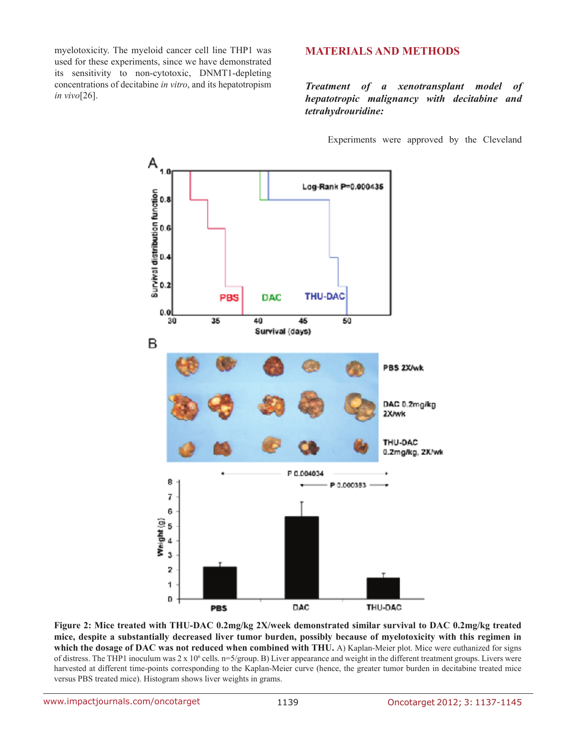myelotoxicity. The myeloid cancer cell line THP1 was used for these experiments, since we have demonstrated its sensitivity to non-cytotoxic, DNMT1-depleting concentrations of decitabine *in vitro*, and its hepatotropism *in vivo*[26].

## MATERIALS AND METHODS

### *Treatment of a xenotransplant model of hepatotropic malignancy with decitabine and tetrahydrouridine:*

Experiments were approved by the Cleveland

**Figure 2: Mice treated with THU-DAC 0.2mg/kg 2X/week demonstrated similar survival to DAC 0.2mg/kg treated mice, despite a substantially decreased liver tumor burden, possibly because of myelotoxicity with this regimen in which the dosage of DAC was not reduced when combined with THU.** A) Kaplan-Meier plot. Mice were euthanized for signs of distress. The THP1 inoculum was 2 x $10^6$ cells. n=5/group. B) Liver appearance and weight in the different treatment groups. Livers were harvested at different time-points corresponding to the Kaplan-Meier curve (hence, the greater tumor burden in decitabine treated mice versus PBS treated mice). Histogram shows liver weights in grams.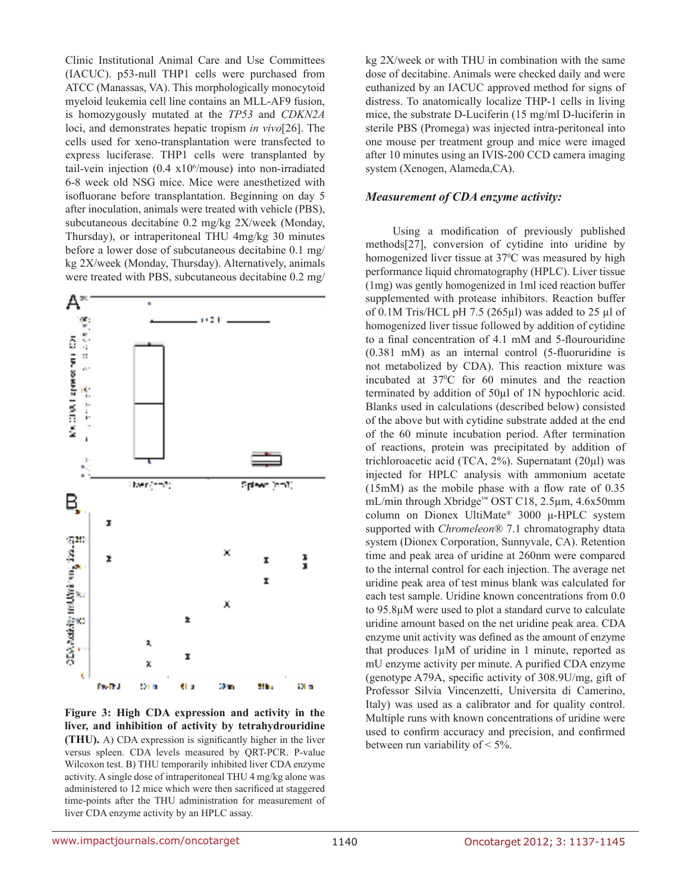Clinic Institutional Animal Care and Use Committees (IACUC). p53-null THP1 cells were purchased from ATCC (Manassas, VA). This morphologically monocytoid myeloid leukemia cell line contains an MLL-AF9 fusion, is homozygously mutated at the *TP53* and *CDKN2A* loci, and demonstrates hepatic tropism *in vivo*[26]. The cells used for xeno-transplantation were transfected to express luciferase. THP1 cells were transplanted by tail-vein injection (0.4 x$10^6$/mouse) into non-irradiated 6-8 week old NSG mice. Mice were anesthetized with isofluorane before transplantation. Beginning on day 5 after inoculation, animals were treated with vehicle (PBS), subcutaneous decitabine 0.2 mg/kg 2X/week (Monday, Thursday), or intraperitoneal THU 4mg/kg 30 minutes before a lower dose of subcutaneous decitabine 0.1 mg/kg 2X/week (Monday, Thursday). Alternatively, animals were treated with PBS, subcutaneous decitabine 0.2 mg/kg 2X/week or with THU in combination with the same dose of decitabine. Animals were checked daily and were euthanized by an IACUC approved method for signs of distress. To anatomically localize THP-1 cells in living mice, the substrate D-Luciferin (15 mg/ml D-luciferin in sterile PBS (Promega) was injected intra-peritoneal into one mouse per treatment group and mice were imaged after 10 minutes using an IVIS-200 CCD camera imaging system (Xenogen, Alameda,CA).

**Figure 3: High CDA expression and activity in the liver, and inhibition of activity by tetrahydrouridine (THU).** A) CDA expression is significantly higher in the liver versus spleen. CDA levels measured by QRT-PCR. P-value Wilcoxon test. B) THU temporarily inhibited liver CDA enzyme activity. A single dose of intraperitoneal THU 4 mg/kg alone was administered to 12 mice which were then sacrificed at staggered time-points after the THU administration for measurement of liver CDA enzyme activity by an HPLC assay.

### *Measurement of CDA enzyme activity:*

Using a modification of previously published methods[27], conversion of cytidine into uridine by homogenized liver tissue at $37^0$C was measured by high performance liquid chromatography (HPLC). Liver tissue (1mg) was gently homogenized in 1ml iced reaction buffer supplemented with protease inhibitors. Reaction buffer of 0.1M Tris/HCL pH 7.5 (265µl) was added to 25 µl of homogenized liver tissue followed by addition of cytidine to a final concentration of 4.1 mM and 5-flourouridine (0.381 mM) as an internal control (5-fluoruridine is not metabolized by CDA). This reaction mixture was incubated at $37^0$C for 60 minutes and the reaction terminated by addition of 50µl of 1N hypochloric acid. Blanks used in calculations (described below) consisted of the above but with cytidine substrate added at the end of the 60 minute incubation period. After termination of reactions, protein was precipitated by addition of trichloroacetic acid (TCA, 2%). Supernatant (20µl) was injected for HPLC analysis with ammonium acetate (15mM) as the mobile phase with a flow rate of 0.35 mL/min through Xbridge™ OST C18, 2.5µm, 4.6x50mm column on Dionex UltiMate® 3000 µ-HPLC system supported with *Chromeleon*® 7.1 chromatography dtata system (Dionex Corporation, Sunnyvale, CA). Retention time and peak area of uridine at 260nm were compared to the internal control for each injection. The average net uridine peak area of test minus blank was calculated for each test sample. Uridine known concentrations from 0.0 to 95.8µM were used to plot a standard curve to calculate uridine amount based on the net uridine peak area. CDA enzyme unit activity was defined as the amount of enzyme that produces 1µM of uridine in 1 minute, reported as mU enzyme activity per minute. A purified CDA enzyme (genotype A79A, specific activity of 308.9U/mg, gift of Professor Silvia Vincenzetti, Universita di Camerino, Italy) was used as a calibrator and for quality control. Multiple runs with known concentrations of uridine were used to confirm accuracy and precision, and confirmed between run variability of < 5%.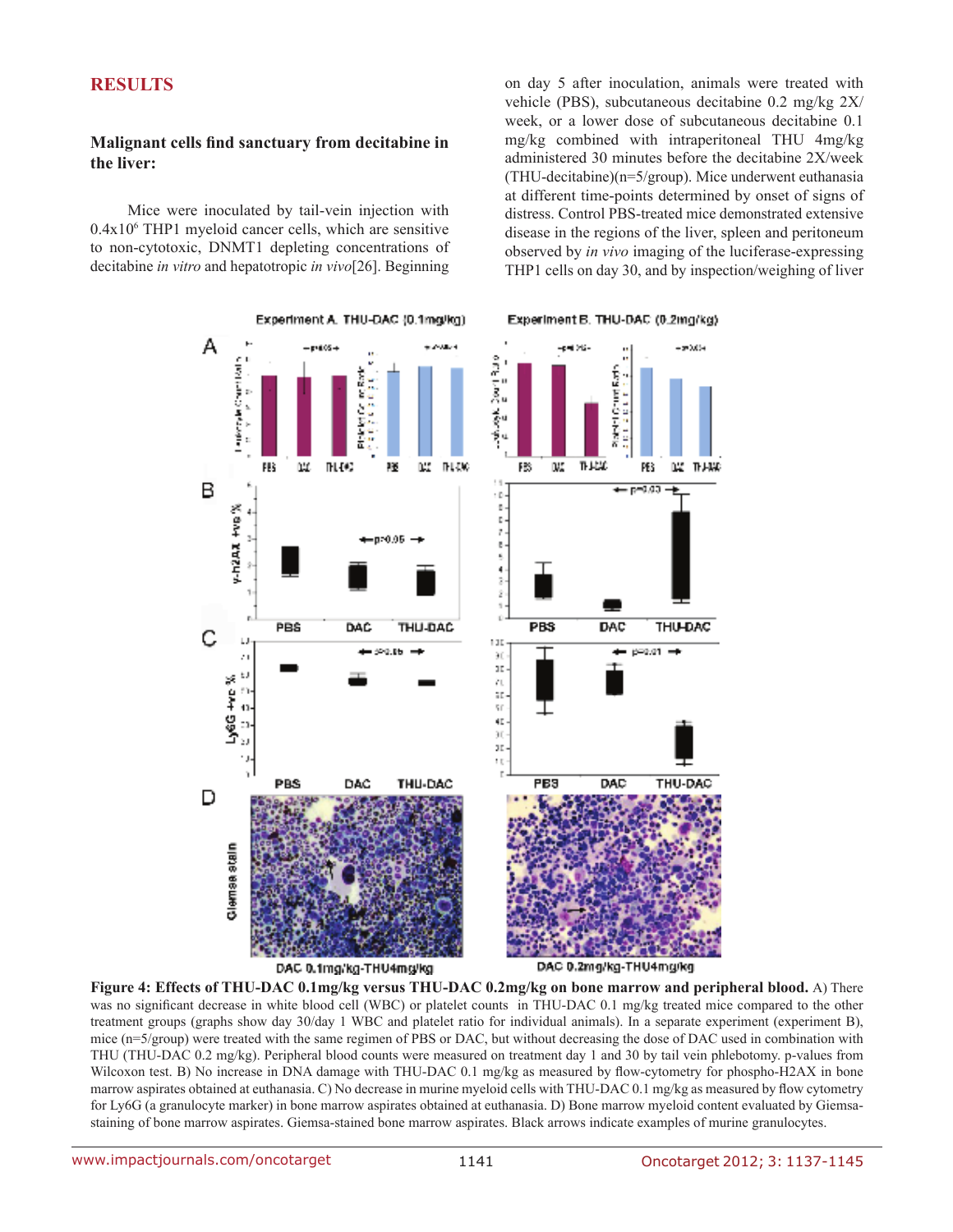## RESULTS

### Malignant cells find sanctuary from decitabine in the liver:

Mice were inoculated by tail-vein injection with $0.4 \times 10^6$ THP1 myeloid cancer cells, which are sensitive to non-cytotoxic, DNMT1 depleting concentrations of decitabine *in vitro* and hepatotropic *in vivo*[26]. Beginning on day 5 after inoculation, animals were treated with vehicle (PBS), subcutaneous decitabine 0.2 mg/kg 2X/week, or a lower dose of subcutaneous decitabine 0.1 mg/kg combined with intraperitoneal THU 4mg/kg administered 30 minutes before the decitabine 2X/week (THU-decitabine)(n=5/group). Mice underwent euthanasia at different time-points determined by onset of signs of distress. Control PBS-treated mice demonstrated extensive disease in the regions of the liver, spleen and peritoneum observed by *in vivo* imaging of the luciferase-expressing THP1 cells on day 30, and by inspection/weighing of liver

**Figure 4: Effects of THU-DAC 0.1mg/kg versus THU-DAC 0.2mg/kg on bone marrow and peripheral blood.** A) There was no significant decrease in white blood cell (WBC) or platelet counts in THU-DAC 0.1 mg/kg treated mice compared to the other treatment groups (graphs show day 30/day 1 WBC and platelet ratio for individual animals). In a separate experiment (experiment B), mice (n=5/group) were treated with the same regimen of PBS or DAC, but without decreasing the dose of DAC used in combination with THU (THU-DAC 0.2 mg/kg). Peripheral blood counts were measured on treatment day 1 and 30 by tail vein phlebotomy. p-values from Wilcoxon test. B) No increase in DNA damage with THU-DAC 0.1 mg/kg as measured by flow-cytometry for phospho-H2AX in bone marrow aspirates obtained at euthanasia. C) No decrease in murine myeloid cells with THU-DAC 0.1 mg/kg as measured by flow cytometry for Ly6G (a granulocyte marker) in bone marrow aspirates obtained at euthanasia. D) Bone marrow myeloid content evaluated by Giemsa-staining of bone marrow aspirates. Giemsa-stained bone marrow aspirates. Black arrows indicate examples of murine granulocytes.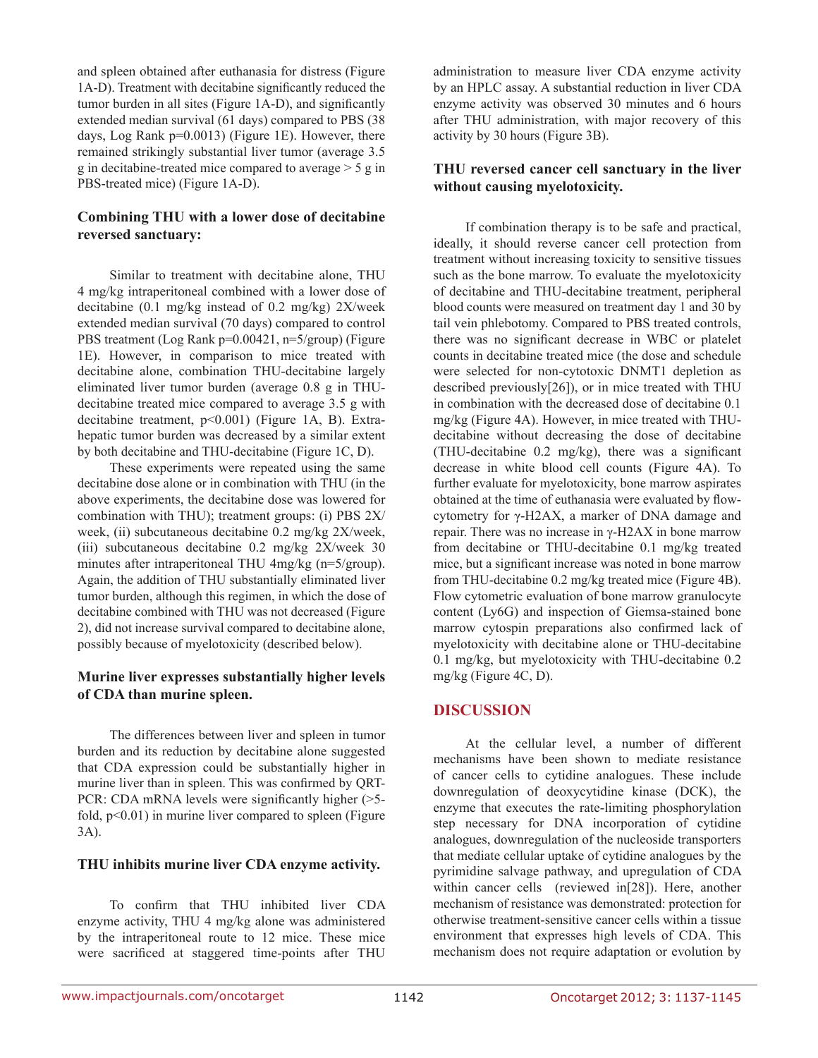and spleen obtained after euthanasia for distress (Figure 1A-D). Treatment with decitabine significantly reduced the tumor burden in all sites (Figure 1A-D), and significantly extended median survival (61 days) compared to PBS (38 days, Log Rank p=0.0013) (Figure 1E). However, there remained strikingly substantial liver tumor (average 3.5 g in decitabine-treated mice compared to average > 5 g in PBS-treated mice) (Figure 1A-D).

### Combining THU with a lower dose of decitabine reversed sanctuary:

Similar to treatment with decitabine alone, THU 4 mg/kg intraperitoneal combined with a lower dose of decitabine (0.1 mg/kg instead of 0.2 mg/kg) 2X/week extended median survival (70 days) compared to control PBS treatment (Log Rank p=0.00421, n=5/group) (Figure 1E). However, in comparison to mice treated with decitabine alone, combination THU-decitabine largely eliminated liver tumor burden (average 0.8 g in THU-decitabine treated mice compared to average 3.5 g with decitabine treatment, p<0.001) (Figure 1A, B). Extra-hepatic tumor burden was decreased by a similar extent by both decitabine and THU-decitabine (Figure 1C, D).

These experiments were repeated using the same decitabine dose alone or in combination with THU (in the above experiments, the decitabine dose was lowered for combination with THU); treatment groups: (i) PBS 2X/week, (ii) subcutaneous decitabine 0.2 mg/kg 2X/week, (iii) subcutaneous decitabine 0.2 mg/kg 2X/week 30 minutes after intraperitoneal THU 4mg/kg (n=5/group). Again, the addition of THU substantially eliminated liver tumor burden, although this regimen, in which the dose of decitabine combined with THU was not decreased (Figure 2), did not increase survival compared to decitabine alone, possibly because of myelotoxicity (described below).

### Murine liver expresses substantially higher levels of CDA than murine spleen.

The differences between liver and spleen in tumor burden and its reduction by decitabine alone suggested that CDA expression could be substantially higher in murine liver than in spleen. This was confirmed by QRT-PCR: CDA mRNA levels were significantly higher (>5-fold, p<0.01) in murine liver compared to spleen (Figure 3A).

### THU inhibits murine liver CDA enzyme activity.

To confirm that THU inhibited liver CDA enzyme activity, THU 4 mg/kg alone was administered by the intraperitoneal route to 12 mice. These mice were sacrificed at staggered time-points after THU administration to measure liver CDA enzyme activity by an HPLC assay. A substantial reduction in liver CDA enzyme activity was observed 30 minutes and 6 hours after THU administration, with major recovery of this activity by 30 hours (Figure 3B).

### THU reversed cancer cell sanctuary in the liver without causing myelotoxicity.

If combination therapy is to be safe and practical, ideally, it should reverse cancer cell protection from treatment without increasing toxicity to sensitive tissues such as the bone marrow. To evaluate the myelotoxicity of decitabine and THU-decitabine treatment, peripheral blood counts were measured on treatment day 1 and 30 by tail vein phlebotomy. Compared to PBS treated controls, there was no significant decrease in WBC or platelet counts in decitabine treated mice (the dose and schedule were selected for non-cytotoxic DNMT1 depletion as described previously[26]), or in mice treated with THU in combination with the decreased dose of decitabine 0.1 mg/kg (Figure 4A). However, in mice treated with THU-decitabine without decreasing the dose of decitabine (THU-decitabine 0.2 mg/kg), there was a significant decrease in white blood cell counts (Figure 4A). To further evaluate for myelotoxicity, bone marrow aspirates obtained at the time of euthanasia were evaluated by flow-cytometry for γ-H2AX, a marker of DNA damage and repair. There was no increase in γ-H2AX in bone marrow from decitabine or THU-decitabine 0.1 mg/kg treated mice, but a significant increase was noted in bone marrow from THU-decitabine 0.2 mg/kg treated mice (Figure 4B). Flow cytometric evaluation of bone marrow granulocyte content (Ly6G) and inspection of Giemsa-stained bone marrow cytospin preparations also confirmed lack of myelotoxicity with decitabine alone or THU-decitabine 0.1 mg/kg, but myelotoxicity with THU-decitabine 0.2 mg/kg (Figure 4C, D).

## DISCUSSION

At the cellular level, a number of different mechanisms have been shown to mediate resistance of cancer cells to cytidine analogues. These include downregulation of deoxycytidine kinase (DCK), the enzyme that executes the rate-limiting phosphorylation step necessary for DNA incorporation of cytidine analogues, downregulation of the nucleoside transporters that mediate cellular uptake of cytidine analogues by the pyrimidine salvage pathway, and upregulation of CDA within cancer cells (reviewed in[28]). Here, another mechanism of resistance was demonstrated: protection for otherwise treatment-sensitive cancer cells within a tissue environment that expresses high levels of CDA. This mechanism does not require adaptation or evolution by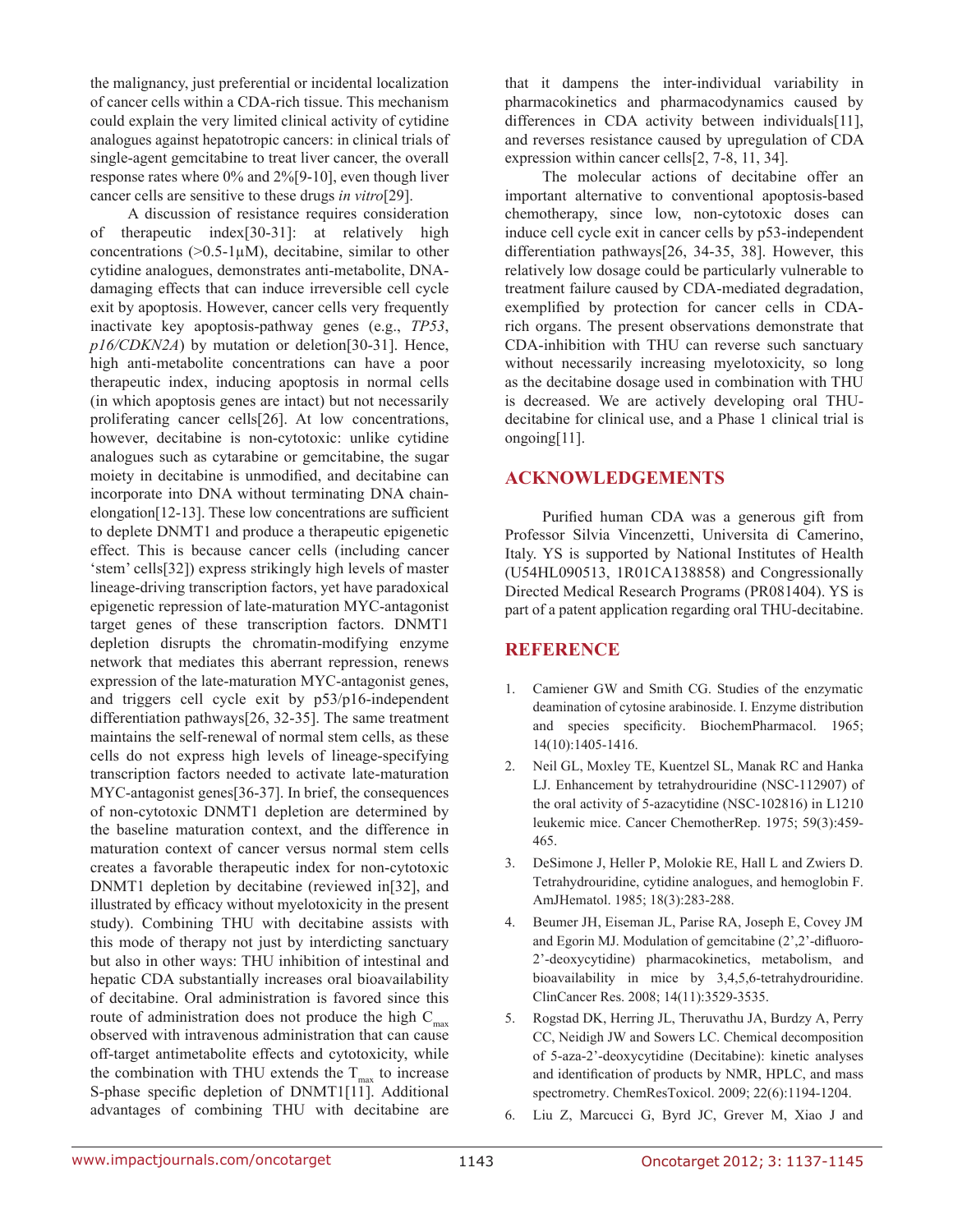the malignancy, just preferential or incidental localization of cancer cells within a CDA-rich tissue. This mechanism could explain the very limited clinical activity of cytidine analogues against hepatotropic cancers: in clinical trials of single-agent gemcitabine to treat liver cancer, the overall response rates where 0% and 2%[9-10], even though liver cancer cells are sensitive to these drugs *in vitro*[29].

A discussion of resistance requires consideration of therapeutic index[30-31]: at relatively high concentrations (>0.5-1µM), decitabine, similar to other cytidine analogues, demonstrates anti-metabolite, DNA-damaging effects that can induce irreversible cell cycle exit by apoptosis. However, cancer cells very frequently inactivate key apoptosis-pathway genes (e.g., *TP53*, *p16/CDKN2A*) by mutation or deletion[30-31]. Hence, high anti-metabolite concentrations can have a poor therapeutic index, inducing apoptosis in normal cells (in which apoptosis genes are intact) but not necessarily proliferating cancer cells[26]. At low concentrations, however, decitabine is non-cytotoxic: unlike cytidine analogues such as cytarabine or gemcitabine, the sugar moiety in decitabine is unmodified, and decitabine can incorporate into DNA without terminating DNA chain-elongation[12-13]. These low concentrations are sufficient to deplete DNMT1 and produce a therapeutic epigenetic effect. This is because cancer cells (including cancer 'stem' cells[32]) express strikingly high levels of master lineage-driving transcription factors, yet have paradoxical epigenetic repression of late-maturation MYC-antagonist target genes of these transcription factors. DNMT1 depletion disrupts the chromatin-modifying enzyme network that mediates this aberrant repression, renews expression of the late-maturation MYC-antagonist genes, and triggers cell cycle exit by p53/p16-independent differentiation pathways[26, 32-35]. The same treatment maintains the self-renewal of normal stem cells, as these cells do not express high levels of lineage-specifying transcription factors needed to activate late-maturation MYC-antagonist genes[36-37]. In brief, the consequences of non-cytotoxic DNMT1 depletion are determined by the baseline maturation context, and the difference in maturation context of cancer versus normal stem cells creates a favorable therapeutic index for non-cytotoxic DNMT1 depletion by decitabine (reviewed in[32], and illustrated by efficacy without myelotoxicity in the present study). Combining THU with decitabine assists with this mode of therapy not just by interdicting sanctuary but also in other ways: THU inhibition of intestinal and hepatic CDA substantially increases oral bioavailability of decitabine. Oral administration is favored since this route of administration does not produce the high $C_{max}$ observed with intravenous administration that can cause off-target antimetabolite effects and cytotoxicity, while the combination with THU extends the $T_{max}$ to increase S-phase specific depletion of DNMT1[11]. Additional advantages of combining THU with decitabine are that it dampens the inter-individual variability in pharmacokinetics and pharmacodynamics caused by differences in CDA activity between individuals[11], and reverses resistance caused by upregulation of CDA expression within cancer cells[2, 7-8, 11, 34].

The molecular actions of decitabine offer an important alternative to conventional apoptosis-based chemotherapy, since low, non-cytotoxic doses can induce cell cycle exit in cancer cells by p53-independent differentiation pathways[26, 34-35, 38]. However, this relatively low dosage could be particularly vulnerable to treatment failure caused by CDA-mediated degradation, exemplified by protection for cancer cells in CDA-rich organs. The present observations demonstrate that CDA-inhibition with THU can reverse such sanctuary without necessarily increasing myelotoxicity, so long as the decitabine dosage used in combination with THU is decreased. We are actively developing oral THU-decitabine for clinical use, and a Phase 1 clinical trial is ongoing[11].

## ACKNOWLEDGEMENTS

Purified human CDA was a generous gift from Professor Silvia Vincenzetti, Universita di Camerino, Italy. YS is supported by National Institutes of Health (U54HL090513, 1R01CA138858) and Congressionally Directed Medical Research Programs (PR081404). YS is part of a patent application regarding oral THU-decitabine.

## REFERENCE

1. Camiener GW and Smith CG. Studies of the enzymatic deamination of cytosine arabinoside. I. Enzyme distribution and species specificity. BiochemPharmacol. 1965; 14(10):1405-1416.
2. Neil GL, Moxley TE, Kuentzel SL, Manak RC and Hanka LJ. Enhancement by tetrahydrouridine (NSC-112907) of the oral activity of 5-azacytidine (NSC-102816) in L1210 leukemic mice. Cancer ChemotherRep. 1975; 59(3):459-465.
3. DeSimone J, Heller P, Molokie RE, Hall L and Zwiers D. Tetrahydrouridine, cytidine analogues, and hemoglobin F. AmJHematol. 1985; 18(3):283-288.
4. Beumer JH, Eiseman JL, Parise RA, Joseph E, Covey JM and Egorin MJ. Modulation of gemcitabine (2',2'-difluoro-2'-deoxycytidine) pharmacokinetics, metabolism, and bioavailability in mice by 3,4,5,6-tetrahydrouridine. ClinCancer Res. 2008; 14(11):3529-3535.
5. Rogstad DK, Herring JL, Theruvathu JA, Burdzy A, Perry CC, Neidigh JW and Sowers LC. Chemical decomposition of 5-aza-2'-deoxycytidine (Decitabine): kinetic analyses and identification of products by NMR, HPLC, and mass spectrometry. ChemResToxicol. 2009; 22(6):1194-1204.
6. Liu Z, Marcucci G, Byrd JC, Grever M, Xiao J and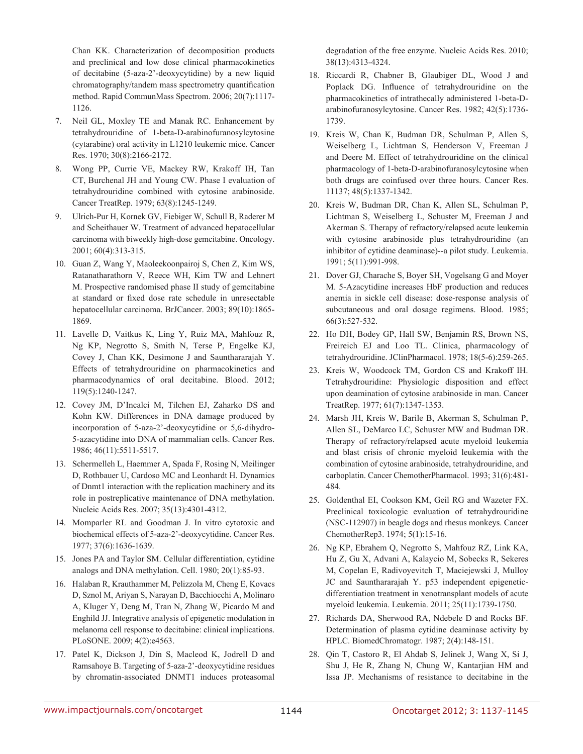Chan KK. Characterization of decomposition products and preclinical and low dose clinical pharmacokinetics of decitabine (5-aza-2'-deoxycytidine) by a new liquid chromatography/tandem mass spectrometry quantification method. Rapid CommunMass Spectrom. 2006; 20(7):1117-1126.

7. Neil GL, Moxley TE and Manak RC. Enhancement by tetrahydrouridine of 1-beta-D-arabinofuranosylcytosine (cytarabine) oral activity in L1210 leukemic mice. Cancer Res. 1970; 30(8):2166-2172.

8. Wong PP, Currie VE, Mackey RW, Krakoff IH, Tan CT, Burchenal JH and Young CW. Phase I evaluation of tetrahydrouridine combined with cytosine arabinoside. Cancer TreatRep. 1979; 63(8):1245-1249.

9. Ulrich-Pur H, Kornek GV, Fiebiger W, Schull B, Raderer M and Scheithauer W. Treatment of advanced hepatocellular carcinoma with biweekly high-dose gemcitabine. Oncology. 2001; 60(4):313-315.

10. Guan Z, Wang Y, Maoleekoonpairoj S, Chen Z, Kim WS, Ratanatharathorn V, Reece WH, Kim TW and Lehnert M. Prospective randomised phase II study of gemcitabine at standard or fixed dose rate schedule in unresectable hepatocellular carcinoma. BrJCancer. 2003; 89(10):1865-1869.

11. Lavelle D, Vaitkus K, Ling Y, Ruiz MA, Mahfouz R, Ng KP, Negrotto S, Smith N, Terse P, Engelke KJ, Covey J, Chan KK, Desimone J and Saunthararajah Y. Effects of tetrahydrouridine on pharmacokinetics and pharmacodynamics of oral decitabine. Blood. 2012; 119(5):1240-1247.

12. Covey JM, D'Incalci M, Tilchen EJ, Zaharko DS and Kohn KW. Differences in DNA damage produced by incorporation of 5-aza-2'-deoxycytidine or 5,6-dihydro-5-azacytidine into DNA of mammalian cells. Cancer Res. 1986; 46(11):5511-5517.

13. Schermelleh L, Haemmer A, Spada F, Rosing N, Meilinger D, Rothbauer U, Cardoso MC and Leonhardt H. Dynamics of Dnmt1 interaction with the replication machinery and its role in postreplicative maintenance of DNA methylation. Nucleic Acids Res. 2007; 35(13):4301-4312.

14. Momparler RL and Goodman J. In vitro cytotoxic and biochemical effects of 5-aza-2'-deoxycytidine. Cancer Res. 1977; 37(6):1636-1639.

15. Jones PA and Taylor SM. Cellular differentiation, cytidine analogs and DNA methylation. Cell. 1980; 20(1):85-93.

16. Halaban R, Krauthammer M, Pelizzola M, Cheng E, Kovacs D, Sznol M, Ariyan S, Narayan D, Bacchiocchi A, Molinaro A, Kluger Y, Deng M, Tran N, Zhang W, Picardo M and Enghild JJ. Integrative analysis of epigenetic modulation in melanoma cell response to decitabine: clinical implications. PLoSONE. 2009; 4(2):e4563.

17. Patel K, Dickson J, Din S, Macleod K, Jodrell D and Ramsahoye B. Targeting of 5-aza-2'-deoxycytidine residues by chromatin-associated DNMT1 induces proteasomal degradation of the free enzyme. Nucleic Acids Res. 2010; 38(13):4313-4324.

18. Riccardi R, Chabner B, Glaubiger DL, Wood J and Poplack DG. Influence of tetrahydrouridine on the pharmacokinetics of intrathecally administered 1-beta-D-arabinofuranosylcytosine. Cancer Res. 1982; 42(5):1736-1739.

19. Kreis W, Chan K, Budman DR, Schulman P, Allen S, Weiselberg L, Lichtman S, Henderson V, Freeman J and Deere M. Effect of tetrahydrouridine on the clinical pharmacology of 1-beta-D-arabinofuranosylcytosine when both drugs are coinfused over three hours. Cancer Res. 11137; 48(5):1337-1342.

20. Kreis W, Budman DR, Chan K, Allen SL, Schulman P, Lichtman S, Weiselberg L, Schuster M, Freeman J and Akerman S. Therapy of refractory/relapsed acute leukemia with cytosine arabinoside plus tetrahydrouridine (an inhibitor of cytidine deaminase)--a pilot study. Leukemia. 1991; 5(11):991-998.

21. Dover GJ, Charache S, Boyer SH, Vogelsang G and Moyer M. 5-Azacytidine increases HbF production and reduces anemia in sickle cell disease: dose-response analysis of subcutaneous and oral dosage regimens. Blood. 1985; 66(3):527-532.

22. Ho DH, Bodey GP, Hall SW, Benjamin RS, Brown NS, Freireich EJ and Loo TL. Clinica, pharmacology of tetrahydrouridine. JClinPharmacol. 1978; 18(5-6):259-265.

23. Kreis W, Woodcock TM, Gordon CS and Krakoff IH. Tetrahydrouridine: Physiologic disposition and effect upon deamination of cytosine arabinoside in man. Cancer TreatRep. 1977; 61(7):1347-1353.

24. Marsh JH, Kreis W, Barile B, Akerman S, Schulman P, Allen SL, DeMarco LC, Schuster MW and Budman DR. Therapy of refractory/relapsed acute myeloid leukemia and blast crisis of chronic myeloid leukemia with the combination of cytosine arabinoside, tetrahydrouridine, and carboplatin. Cancer ChemotherPharmacol. 1993; 31(6):481-484.

25. Goldenthal EI, Cookson KM, Geil RG and Wazeter FX. Preclinical toxicologic evaluation of tetrahydrouridine (NSC-112907) in beagle dogs and rhesus monkeys. Cancer ChemotherRep3. 1974; 5(1):15-16.

26. Ng KP, Ebrahem Q, Negrotto S, Mahfouz RZ, Link KA, Hu Z, Gu X, Advani A, Kalaycio M, Sobecks R, Sekeres M, Copelan E, Radivoyevitch T, Maciejewski J, Mulloy JC and Saunthararajah Y. p53 independent epigenetic-differentiation treatment in xenotransplant models of acute myeloid leukemia. Leukemia. 2011; 25(11):1739-1750.

27. Richards DA, Sherwood RA, Ndebele D and Rocks BF. Determination of plasma cytidine deaminase activity by HPLC. BiomedChromatogr. 1987; 2(4):148-151.

28. Qin T, Castoro R, El Ahdab S, Jelinek J, Wang X, Si J, Shu J, He R, Zhang N, Chung W, Kantarjian HM and Issa JP. Mechanisms of resistance to decitabine in the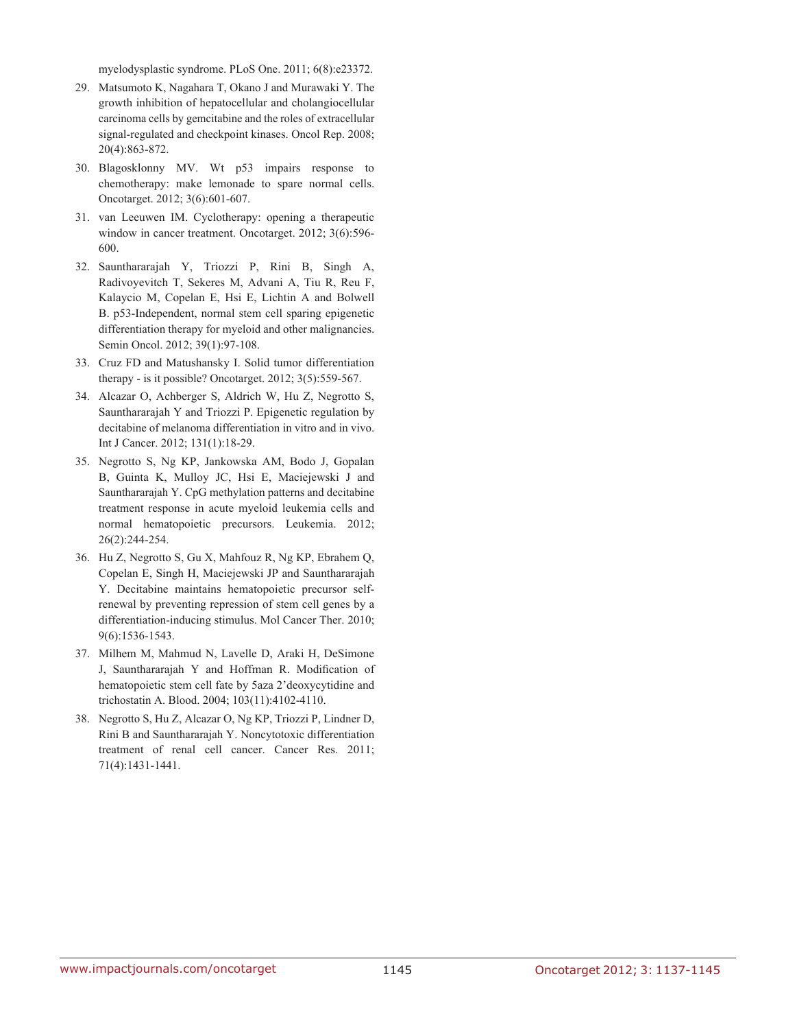myelodysplastic syndrome. PLoS One. 2011; 6(8):e23372.

29. Matsumoto K, Nagahara T, Okano J and Murawaki Y. The growth inhibition of hepatocellular and cholangiocellular carcinoma cells by gemcitabine and the roles of extracellular signal-regulated and checkpoint kinases. Oncol Rep. 2008; 20(4):863-872.

30. Blagosklonny MV. Wt p53 impairs response to chemotherapy: make lemonade to spare normal cells. Oncotarget. 2012; 3(6):601-607.

31. van Leeuwen IM. Cyclotherapy: opening a therapeutic window in cancer treatment. Oncotarget. 2012; 3(6):596-600.

32. Saunthararajah Y, Triozzi P, Rini B, Singh A, Radivoyevitch T, Sekeres M, Advani A, Tiu R, Reu F, Kalaycio M, Copelan E, Hsi E, Lichtin A and Bolwell B. p53-Independent, normal stem cell sparing epigenetic differentiation therapy for myeloid and other malignancies. Semin Oncol. 2012; 39(1):97-108.

33. Cruz FD and Matushansky I. Solid tumor differentiation therapy - is it possible? Oncotarget. 2012; 3(5):559-567.

34. Alcazar O, Achberger S, Aldrich W, Hu Z, Negrotto S, Saunthararajah Y and Triozzi P. Epigenetic regulation by decitabine of melanoma differentiation in vitro and in vivo. Int J Cancer. 2012; 131(1):18-29.

35. Negrotto S, Ng KP, Jankowska AM, Bodo J, Gopalan B, Guinta K, Mulloy JC, Hsi E, Maciejewski J and Saunthararajah Y. CpG methylation patterns and decitabine treatment response in acute myeloid leukemia cells and normal hematopoietic precursors. Leukemia. 2012; 26(2):244-254.

36. Hu Z, Negrotto S, Gu X, Mahfouz R, Ng KP, Ebrahem Q, Copelan E, Singh H, Maciejewski JP and Saunthararajah Y. Decitabine maintains hematopoietic precursor self-renewal by preventing repression of stem cell genes by a differentiation-inducing stimulus. Mol Cancer Ther. 2010; 9(6):1536-1543.

37. Milhem M, Mahmud N, Lavelle D, Araki H, DeSimone J, Saunthararajah Y and Hoffman R. Modification of hematopoietic stem cell fate by 5aza 2'deoxycytidine and trichostatin A. Blood. 2004; 103(11):4102-4110.

38. Negrotto S, Hu Z, Alcazar O, Ng KP, Triozzi P, Lindner D, Rini B and Saunthararajah Y. Noncytotoxic differentiation treatment of renal cell cancer. Cancer Res. 2011; 71(4):1431-1441.